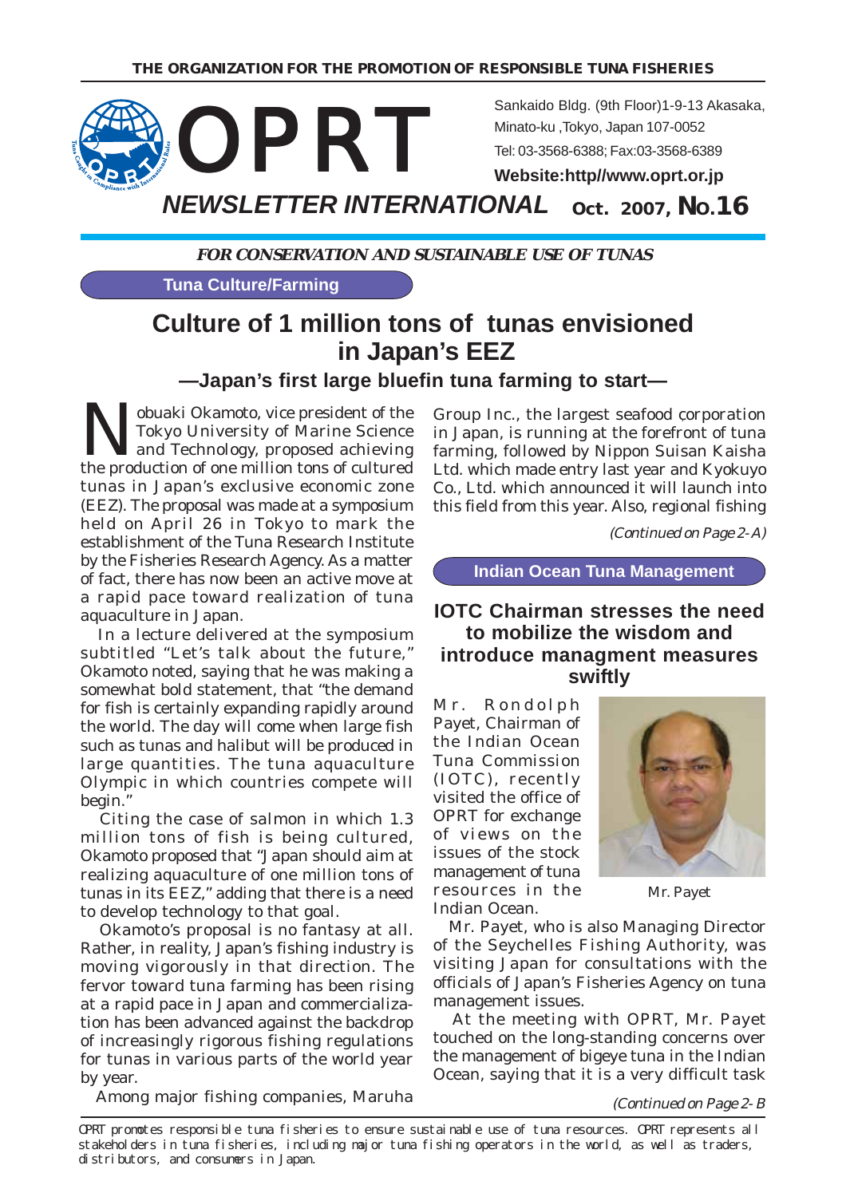THE ORGANIZATION FOR THE PROMOTION OF RESPONSIBLE TUNA FISHERIES

# OPRT

Sankaido Bldg. (9th Floor)1-9-13 Akasaka, Minato-ku ,Tokyo, Japan 107-0052

Tel: 03-3568-6388; Fax:03-3568-6389

**Website:http//www.oprt.or.jp**

## *NEWSLETTER INTERNATIONAL* Oct. 2007, No.16

***FOR CONSERVATION AND SUSTAINABLE USE OF TUNAS***

**Tuna Culture/Farming**

# Culture of 1 million tons of tunas envisioned in Japan's EEZ

### —Japan's first large bluefin tuna farming to start—

Nobuaki Okamoto, vice president of the Tokyo University of Marine Science and Technology, proposed achieving the production of one million tons of cultured tunas in Japan's exclusive economic zone (EEZ). The proposal was made at a symposium held on April 26 in Tokyo to mark the establishment of the Tuna Research Institute by the Fisheries Research Agency. As a matter of fact, there has now been an active move at a rapid pace toward realization of tuna aquaculture in Japan.

In a lecture delivered at the symposium subtitled "Let's talk about the future," Okamoto noted, saying that he was making a somewhat bold statement, that "the demand for fish is certainly expanding rapidly around the world. The day will come when large fish such as tunas and halibut will be produced in large quantities. The tuna aquaculture Olympic in which countries compete will begin."

Citing the case of salmon in which 1.3 million tons of fish is being cultured, Okamoto proposed that "Japan should aim at realizing aquaculture of one million tons of tunas in its EEZ," adding that there is a need to develop technology to that goal.

Okamoto's proposal is no fantasy at all. Rather, in reality, Japan's fishing industry is moving vigorously in that direction. The fervor toward tuna farming has been rising at a rapid pace in Japan and commercialization has been advanced against the backdrop of increasingly rigorous fishing regulations for tunas in various parts of the world year by year.

Among major fishing companies, Maruha Group Inc., the largest seafood corporation in Japan, is running at the forefront of tuna farming, followed by Nippon Suisan Kaisha Ltd. which made entry last year and Kyokuyo Co., Ltd. which announced it will launch into this field from this year. Also, regional fishing

*(Continued on Page 2-A)*

**Indian Ocean Tuna Management**

## IOTC Chairman stresses the need to mobilize the wisdom and introduce managment measures swiftly

Mr. Rondolph Payet, Chairman of the Indian Ocean Tuna Commission (IOTC), recently visited the office of OPRT for exchange of views on the issues of the stock management of tuna resources in the Indian Ocean.

Mr. Payet

Mr. Payet, who is also Managing Director of the Seychelles Fishing Authority, was visiting Japan for consultations with the officials of Japan's Fisheries Agency on tuna management issues.

At the meeting with OPRT, Mr. Payet touched on the long-standing concerns over the management of bigeye tuna in the Indian Ocean, saying that it is a very difficult task

*(Continued on Page 2-B)*

OPRT promotes responsible tuna fisheries to ensure sustainable use of tuna resources. OPRT represents all stakeholders in tuna fisheries, including major tuna fishing operators in the world, as well as traders, distributors, and consumers in Japan.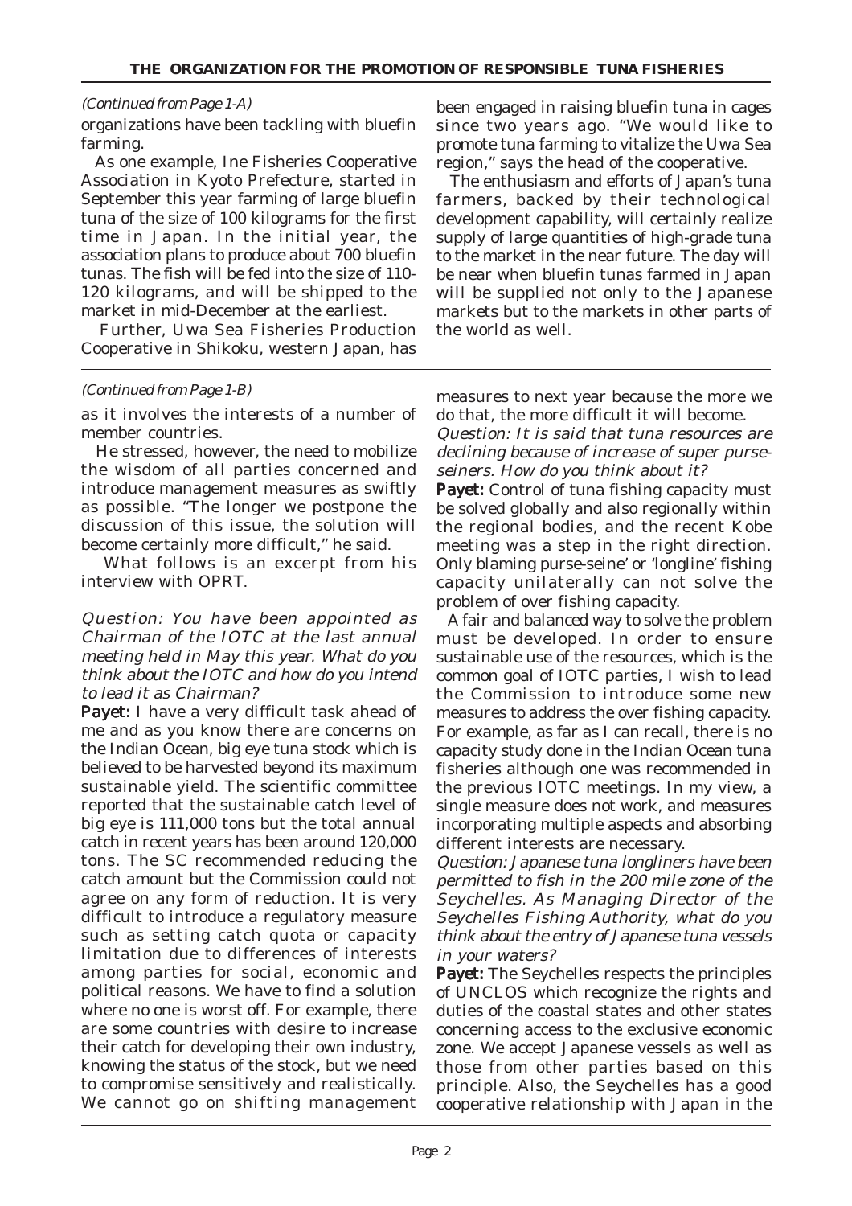*(Continued from Page 1-A)*

organizations have been tackling with bluefin farming.

As one example, Ine Fisheries Cooperative Association in Kyoto Prefecture, started in September this year farming of large bluefin tuna of the size of 100 kilograms for the first time in Japan. In the initial year, the association plans to produce about 700 bluefin tunas. The fish will be fed into the size of 110-120 kilograms, and will be shipped to the market in mid-December at the earliest.

Further, Uwa Sea Fisheries Production Cooperative in Shikoku, western Japan, has been engaged in raising bluefin tuna in cages since two years ago. "We would like to promote tuna farming to vitalize the Uwa Sea region," says the head of the cooperative.

The enthusiasm and efforts of Japan's tuna farmers, backed by their technological development capability, will certainly realize supply of large quantities of high-grade tuna to the market in the near future. The day will be near when bluefin tunas farmed in Japan will be supplied not only to the Japanese markets but to the markets in other parts of the world as well.

---

*(Continued from Page 1-B)*

as it involves the interests of a number of member countries.

He stressed, however, the need to mobilize the wisdom of all parties concerned and introduce management measures as swiftly as possible. "The longer we postpone the discussion of this issue, the solution will become certainly more difficult," he said.

What follows is an excerpt from his interview with OPRT.

*Question: You have been appointed as Chairman of the IOTC at the last annual meeting held in May this year. What do you think about the IOTC and how do you intend to lead it as Chairman?*

**Payet:** I have a very difficult task ahead of me and as you know there are concerns on the Indian Ocean, big eye tuna stock which is believed to be harvested beyond its maximum sustainable yield. The scientific committee reported that the sustainable catch level of big eye is 111,000 tons but the total annual catch in recent years has been around 120,000 tons. The SC recommended reducing the catch amount but the Commission could not agree on any form of reduction. It is very difficult to introduce a regulatory measure such as setting catch quota or capacity limitation due to differences of interests among parties for social, economic and political reasons. We have to find a solution where no one is worst off. For example, there are some countries with desire to increase their catch for developing their own industry, knowing the status of the stock, but we need to compromise sensitively and realistically. We cannot go on shifting management measures to next year because the more we do that, the more difficult it will become.

*Question: It is said that tuna resources are declining because of increase of super purse-seiners. How do you think about it?*

**Payet:** Control of tuna fishing capacity must be solved globally and also regionally within the regional bodies, and the recent Kobe meeting was a step in the right direction. Only blaming purse-seine' or 'longline' fishing capacity unilaterally can not solve the problem of over fishing capacity.

A fair and balanced way to solve the problem must be developed. In order to ensure sustainable use of the resources, which is the common goal of IOTC parties, I wish to lead the Commission to introduce some new measures to address the over fishing capacity. For example, as far as I can recall, there is no capacity study done in the Indian Ocean tuna fisheries although one was recommended in the previous IOTC meetings. In my view, a single measure does not work, and measures incorporating multiple aspects and absorbing different interests are necessary.

*Question: Japanese tuna longliners have been permitted to fish in the 200 mile zone of the Seychelles. As Managing Director of the Seychelles Fishing Authority, what do you think about the entry of Japanese tuna vessels in your waters?*

**Payet:** The Seychelles respects the principles of UNCLOS which recognize the rights and duties of the coastal states and other states concerning access to the exclusive economic zone. We accept Japanese vessels as well as those from other parties based on this principle. Also, the Seychelles has a good cooperative relationship with Japan in the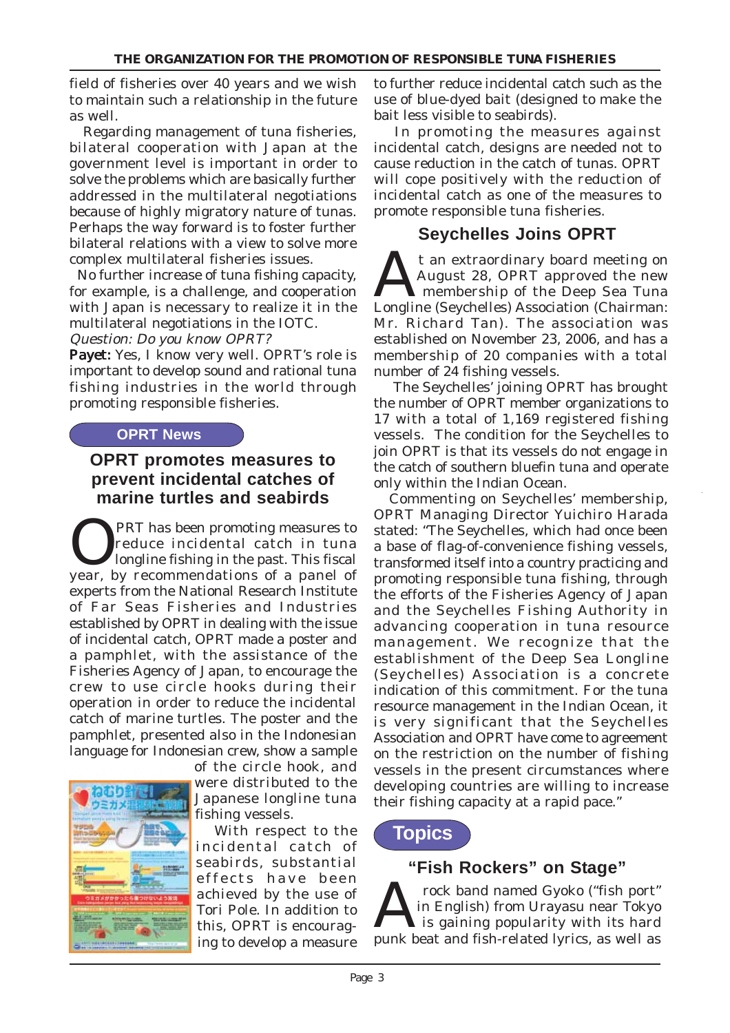field of fisheries over 40 years and we wish to maintain such a relationship in the future as well.

Regarding management of tuna fisheries, bilateral cooperation with Japan at the government level is important in order to solve the problems which are basically further addressed in the multilateral negotiations because of highly migratory nature of tunas. Perhaps the way forward is to foster further bilateral relations with a view to solve more complex multilateral fisheries issues.

No further increase of tuna fishing capacity, for example, is a challenge, and cooperation with Japan is necessary to realize it in the multilateral negotiations in the IOTC.

*Question: Do you know OPRT?*

**Payet:** Yes, I know very well. OPRT's role is important to develop sound and rational tuna fishing industries in the world through promoting responsible fisheries.

## OPRT News

### OPRT promotes measures to prevent incidental catches of marine turtles and seabirds

OPRT has been promoting measures to reduce incidental catch in tuna longline fishing in the past. This fiscal year, by recommendations of a panel of experts from the National Research Institute of Far Seas Fisheries and Industries established by OPRT in dealing with the issue of incidental catch, OPRT made a poster and a pamphlet, with the assistance of the Fisheries Agency of Japan, to encourage the crew to use circle hooks during their operation in order to reduce the incidental catch of marine turtles. The poster and the pamphlet, presented also in the Indonesian language for Indonesian crew, show a sample of the circle hook, and were distributed to the Japanese longline tuna fishing vessels.

With respect to the incidental catch of seabirds, substantial effects have been achieved by the use of Tori Pole. In addition to this, OPRT is encouraging to develop a measure to further reduce incidental catch such as the use of blue-dyed bait (designed to make the bait less visible to seabirds).

In promoting the measures against incidental catch, designs are needed not to cause reduction in the catch of tunas. OPRT will cope positively with the reduction of incidental catch as one of the measures to promote responsible tuna fisheries.

### Seychelles Joins OPRT

At an extraordinary board meeting on August 28, OPRT approved the new membership of the Deep Sea Tuna Longline (Seychelles) Association (Chairman: Mr. Richard Tan). The association was established on November 23, 2006, and has a membership of 20 companies with a total number of 24 fishing vessels.

The Seychelles' joining OPRT has brought the number of OPRT member organizations to 17 with a total of 1,169 registered fishing vessels. The condition for the Seychelles to join OPRT is that its vessels do not engage in the catch of southern bluefin tuna and operate only within the Indian Ocean.

Commenting on Seychelles' membership, OPRT Managing Director Yuichiro Harada stated: "The Seychelles, which had once been a base of flag-of-convenience fishing vessels, transformed itself into a country practicing and promoting responsible tuna fishing, through the efforts of the Fisheries Agency of Japan and the Seychelles Fishing Authority in advancing cooperation in tuna resource management. We recognize that the establishment of the Deep Sea Longline (Seychelles) Association is a concrete indication of this commitment. For the tuna resource management in the Indian Ocean, it is very significant that the Seychelles Association and OPRT have come to agreement on the restriction on the number of fishing vessels in the present circumstances where developing countries are willing to increase their fishing capacity at a rapid pace."

## Topics

### "Fish Rockers" on Stage"

A rock band named Gyoko ("fish port" in English) from Urayasu near Tokyo is gaining popularity with its hard punk beat and fish-related lyrics, as well as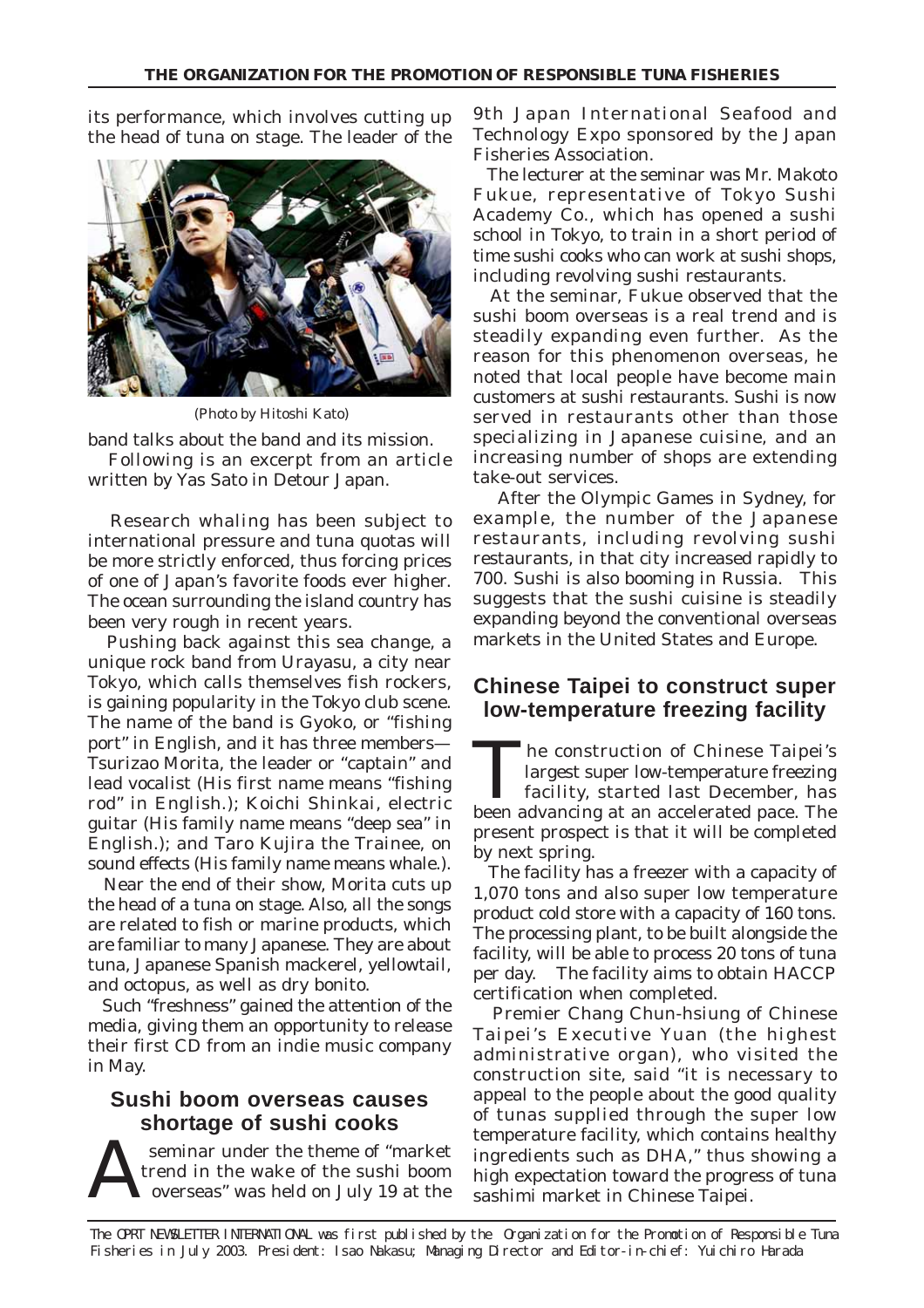its performance, which involves cutting up the head of tuna on stage. The leader of the band talks about the band and its mission.

(Photo by Hitoshi Kato)

Following is an excerpt from an article written by Yas Sato in Detour Japan.

Research whaling has been subject to international pressure and tuna quotas will be more strictly enforced, thus forcing prices of one of Japan's favorite foods ever higher. The ocean surrounding the island country has been very rough in recent years.

Pushing back against this sea change, a unique rock band from Urayasu, a city near Tokyo, which calls themselves fish rockers, is gaining popularity in the Tokyo club scene. The name of the band is Gyoko, or "fishing port" in English, and it has three members— Tsurizao Morita, the leader or "captain" and lead vocalist (His first name means "fishing rod" in English.); Koichi Shinkai, electric guitar (His family name means "deep sea" in English.); and Taro Kujira the Trainee, on sound effects (His family name means whale.).

Near the end of their show, Morita cuts up the head of a tuna on stage. Also, all the songs are related to fish or marine products, which are familiar to many Japanese. They are about tuna, Japanese Spanish mackerel, yellowtail, and octopus, as well as dry bonito.

Such "freshness" gained the attention of the media, giving them an opportunity to release their first CD from an indie music company in May.

## Sushi boom overseas causes shortage of sushi cooks

A seminar under the theme of "market trend in the wake of the sushi boom overseas" was held on July 19 at the 9th Japan International Seafood and Technology Expo sponsored by the Japan Fisheries Association.

The lecturer at the seminar was Mr. Makoto Fukue, representative of Tokyo Sushi Academy Co., which has opened a sushi school in Tokyo, to train in a short period of time sushi cooks who can work at sushi shops, including revolving sushi restaurants.

At the seminar, Fukue observed that the sushi boom overseas is a real trend and is steadily expanding even further. As the reason for this phenomenon overseas, he noted that local people have become main customers at sushi restaurants. Sushi is now served in restaurants other than those specializing in Japanese cuisine, and an increasing number of shops are extending take-out services.

After the Olympic Games in Sydney, for example, the number of the Japanese restaurants, including revolving sushi restaurants, in that city increased rapidly to 700. Sushi is also booming in Russia. This suggests that the sushi cuisine is steadily expanding beyond the conventional overseas markets in the United States and Europe.

## Chinese Taipei to construct super low-temperature freezing facility

The construction of Chinese Taipei's largest super low-temperature freezing facility, started last December, has been advancing at an accelerated pace. The present prospect is that it will be completed by next spring.

The facility has a freezer with a capacity of 1,070 tons and also super low temperature product cold store with a capacity of 160 tons. The processing plant, to be built alongside the facility, will be able to process 20 tons of tuna per day. The facility aims to obtain HACCP certification when completed.

Premier Chang Chun-hsiung of Chinese Taipei's Executive Yuan (the highest administrative organ), who visited the construction site, said "it is necessary to appeal to the people about the good quality of tunas supplied through the super low temperature facility, which contains healthy ingredients such as DHA," thus showing a high expectation toward the progress of tuna sashimi market in Chinese Taipei.

The OPRT NEWSLETTER INTERNATIONAL was first published by the Organization for the Promotion of Responsible Tuna Fisheries in July 2003. President: Isao Nakasu; Managing Director and Editor-in-chief: Yuichiro Harada